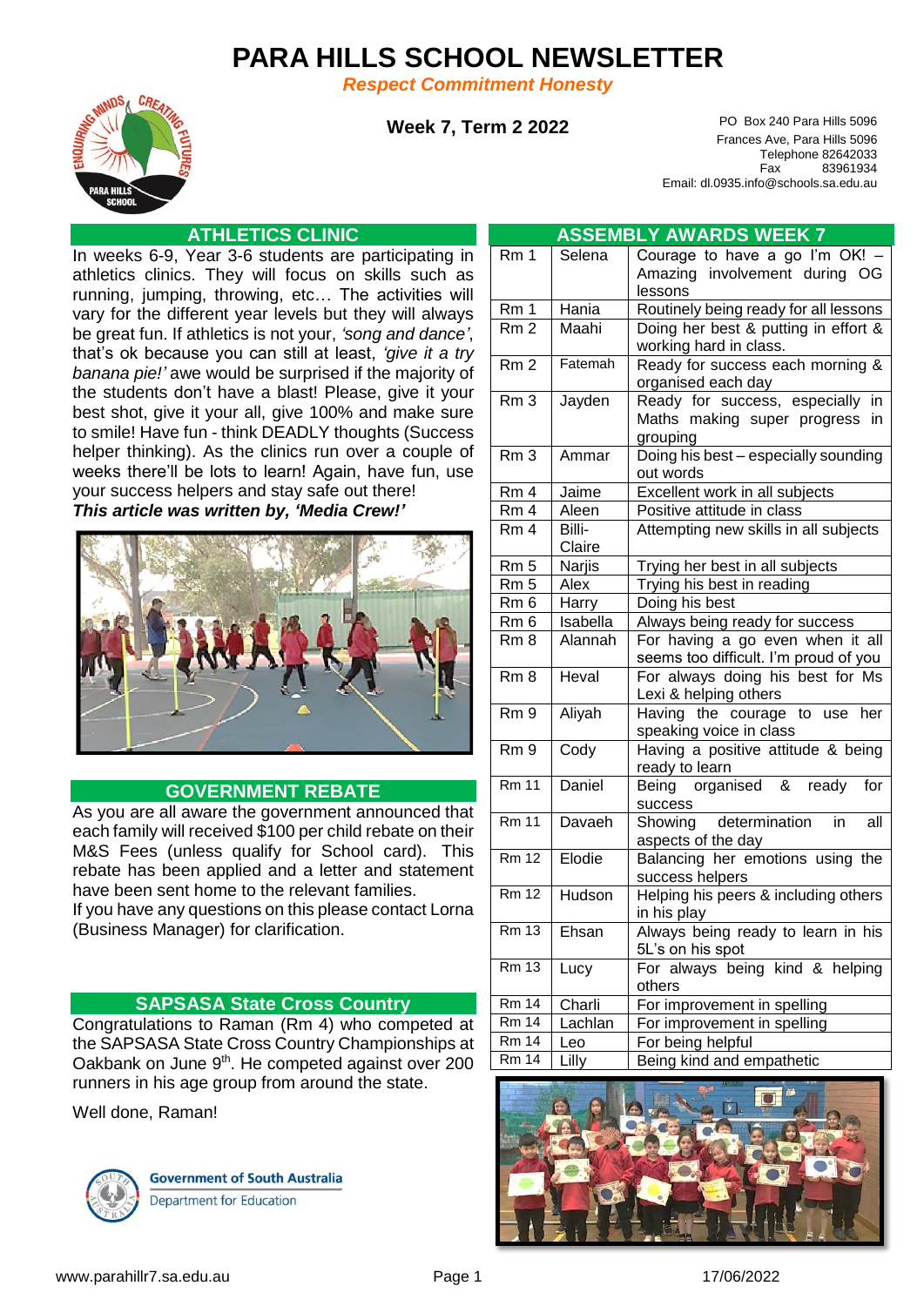# PARA HILLS SCHOOL NEWSLETTER

*Respect Commitment Honesty*

**Week 7, Term 2 2022**

PO Box 240 Para Hills 5096
Frances Ave, Para Hills 5096
Telephone 82642033
Fax 83961934
Email: dl.0935.info@schools.sa.edu.au

## ATHLETICS CLINIC

In weeks 6-9, Year 3-6 students are participating in athletics clinics. They will focus on skills such as running, jumping, throwing, etc… The activities will vary for the different year levels but they will always be great fun. If athletics is not your, *'song and dance'*, that's ok because you can still at least, *'give it a try banana pie!'* awe would be surprised if the majority of the students don't have a blast! Please, give it your best shot, give it your all, give 100% and make sure to smile! Have fun - think DEADLY thoughts (Success helper thinking). As the clinics run over a couple of weeks there'll be lots to learn! Again, have fun, use your success helpers and stay safe out there!

***This article was written by, 'Media Crew!'***

## GOVERNMENT REBATE

As you are all aware the government announced that each family will received $100 per child rebate on their M&S Fees (unless qualify for School card). This rebate has been applied and a letter and statement have been sent home to the relevant families.

If you have any questions on this please contact Lorna (Business Manager) for clarification.

## SAPSASA State Cross Country

Congratulations to Raman (Rm 4) who competed at the SAPSASA State Cross Country Championships at Oakbank on June 9th. He competed against over 200 runners in his age group from around the state.

Well done, Raman!

## ASSEMBLY AWARDS WEEK 7

| Room | Name | Award |
|---|---|---|
| Rm 1 | Selena | Courage to have a go I'm OK! – Amazing involvement during OG lessons |
| Rm 1 | Hania | Routinely being ready for all lessons |
| Rm 2 | Maahi | Doing her best & putting in effort & working hard in class. |
| Rm 2 | Fatemah | Ready for success each morning & organised each day |
| Rm 3 | Jayden | Ready for success, especially in Maths making super progress in grouping |
| Rm 3 | Ammar | Doing his best – especially sounding out words |
| Rm 4 | Jaime | Excellent work in all subjects |
| Rm 4 | Aleen | Positive attitude in class |
| Rm 4 | Billi-Claire | Attempting new skills in all subjects |
| Rm 5 | Narjis | Trying her best in all subjects |
| Rm 5 | Alex | Trying his best in reading |
| Rm 6 | Harry | Doing his best |
| Rm 6 | Isabella | Always being ready for success |
| Rm 8 | Alannah | For having a go even when it all seems too difficult. I'm proud of you |
| Rm 8 | Heval | For always doing his best for Ms Lexi & helping others |
| Rm 9 | Aliyah | Having the courage to use her speaking voice in class |
| Rm 9 | Cody | Having a positive attitude & being ready to learn |
| Rm 11 | Daniel | Being organised & ready for success |
| Rm 11 | Davaeh | Showing determination in all aspects of the day |
| Rm 12 | Elodie | Balancing her emotions using the success helpers |
| Rm 12 | Hudson | Helping his peers & including others in his play |
| Rm 13 | Ehsan | Always being ready to learn in his 5L's on his spot |
| Rm 13 | Lucy | For always being kind & helping others |
| Rm 14 | Charli | For improvement in spelling |
| Rm 14 | Lachlan | For improvement in spelling |
| Rm 14 | Leo | For being helpful |
| Rm 14 | Lilly | Being kind and empathetic |

Government of South Australia
Department for Education

www.parahillr7.sa.edu.au

17/06/2022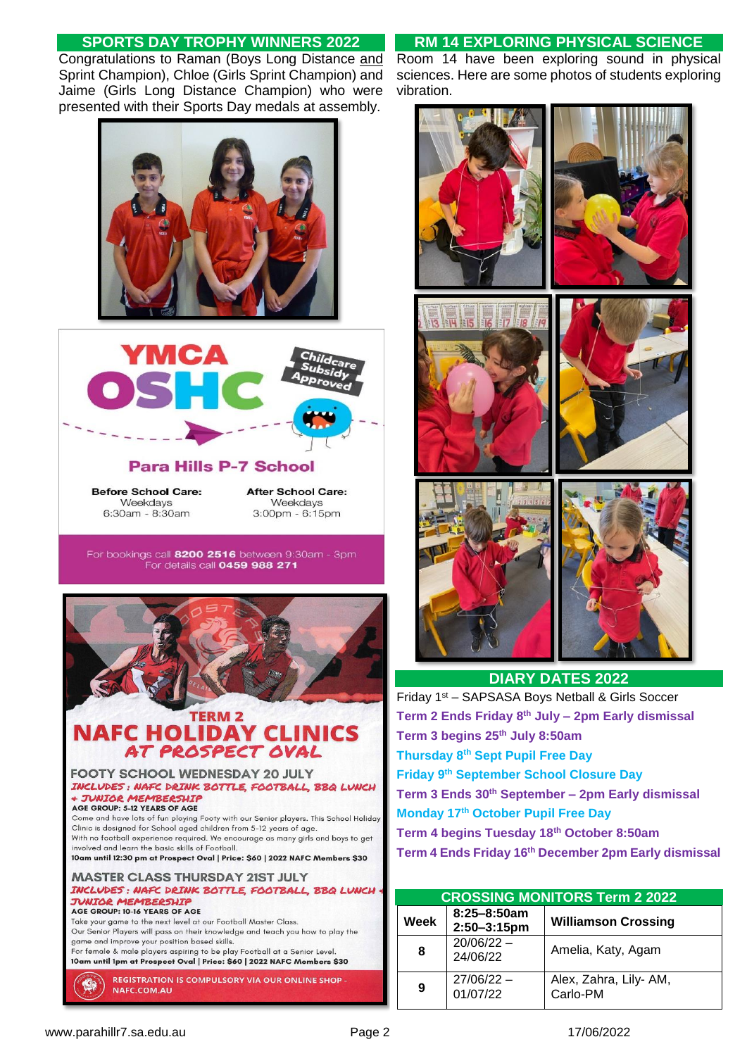## SPORTS DAY TROPHY WINNERS 2022

Congratulations to Raman (Boys Long Distance and Sprint Champion), Chloe (Girls Sprint Champion) and Jaime (Girls Long Distance Champion) who were presented with their Sports Day medals at assembly.

**YMCA OSHC**

Childcare Subsidy Approved

**Para Hills P-7 School**

**Before School Care:**
Weekdays
6:30am - 8:30am

**After School Care:**
Weekdays
3:00pm - 6:15pm

For bookings call **8200 2516** between 9:30am - 3pm
For details call **0459 988 271**

**TERM 2**
**NAFC HOLIDAY CLINICS**
*AT PROSPECT OVAL*

**FOOTY SCHOOL WEDNESDAY 20 JULY**
*INCLUDES: NAFC DRINK BOTTLE, FOOTBALL, BBQ LUNCH + JUNIOR MEMBERSHIP*
**AGE GROUP: 5-12 YEARS OF AGE**
Come and have lots of fun playing Footy with our Senior players. This School Holiday Clinic is designed for children from 5-12 years of age.
With no football experience required. We encourage as many girls and boys to get involved and learn the basic skills of Football.
**10am until 12:30 pm at Prospect Oval | Price: $60 | 2022 NAFC Members $30**

**MASTER CLASS THURSDAY 21ST JULY**
*INCLUDES: NAFC DRINK BOTTLE, FOOTBALL, BBQ LUNCH + JUNIOR MEMBERSHIP*
**AGE GROUP: 10-16 YEARS OF AGE**
Take your game to the next level at our Football Master Class.
Our Senior Players will pass on their knowledge and teach you how to play the game and improve your position based skills.
For female & male players aspiring to be play Football at a Senior Level.
**10am until 1pm at Prospect Oval | Price: $60 | 2022 NAFC Members $30**

**REGISTRATION IS COMPULSORY VIA OUR ONLINE SHOP - NAFC.COM.AU**

## RM 14 EXPLORING PHYSICAL SCIENCE

Room 14 have been exploring sound in physical sciences. Here are some photos of students exploring vibration.

## DIARY DATES 2022

Friday 1st – SAPSASA Boys Netball & Girls Soccer
**Term 2 Ends Friday 8th July – 2pm Early dismissal**
**Term 3 begins 25th July 8:50am**
**Thursday 8th Sept Pupil Free Day**
**Friday 9th September School Closure Day**
**Term 3 Ends 30th September – 2pm Early dismissal**
**Monday 17th October Pupil Free Day**
**Term 4 begins Tuesday 18th October 8:50am**
**Term 4 Ends Friday 16th December 2pm Early dismissal**

**CROSSING MONITORS Term 2 2022**

| Week | 8:25–8:50am 2:50–3:15pm | Williamson Crossing |
|---|---|---|
| 8 | 20/06/22 – 24/06/22 | Amelia, Katy, Agam |
| 9 | 27/06/22 – 01/07/22 | Alex, Zahra, Lily- AM, Carlo-PM |